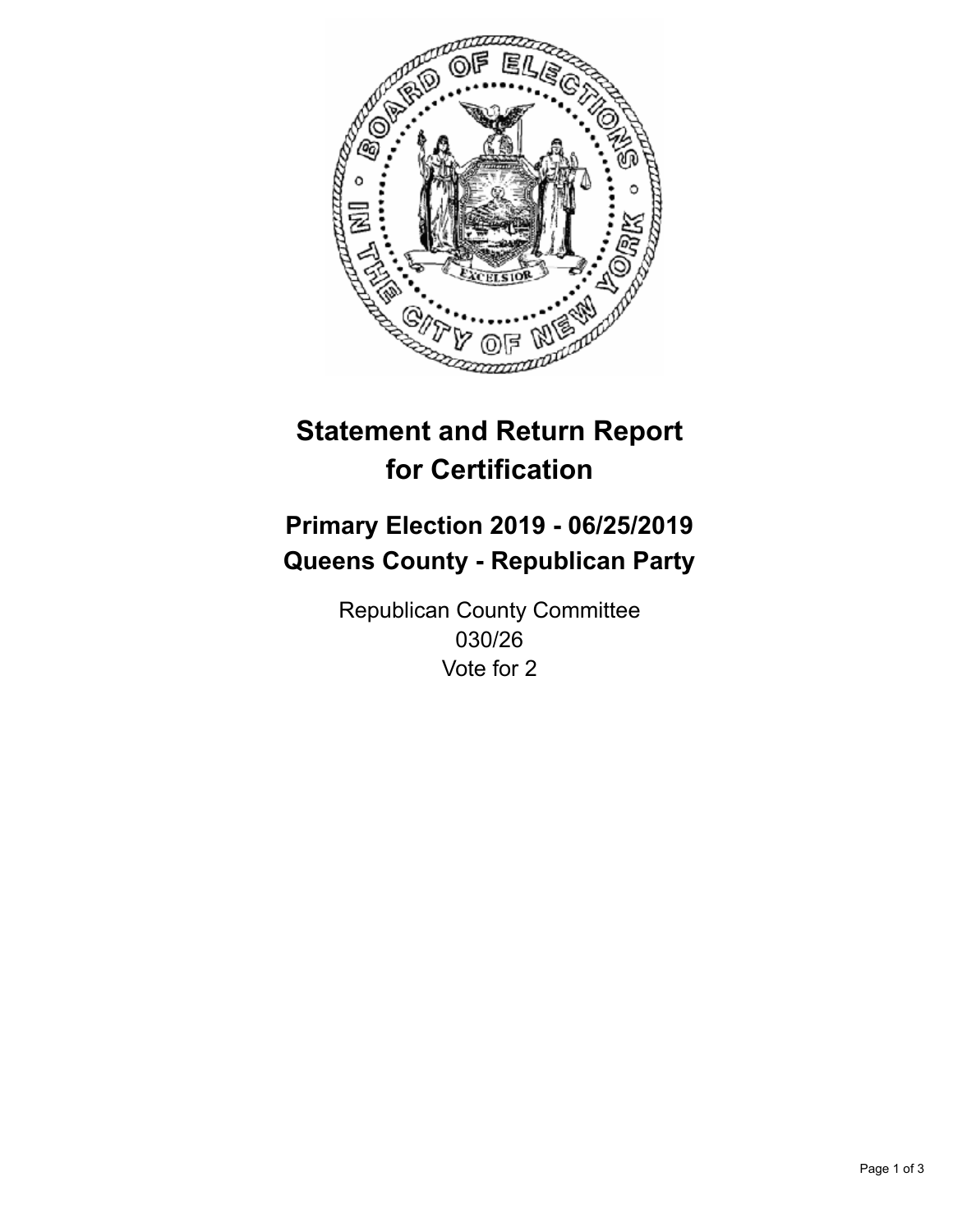# Statement and Return Report for Certification

## Primary Election 2019 - 06/25/2019
## Queens County - Republican Party

Republican County Committee
030/26
Vote for 2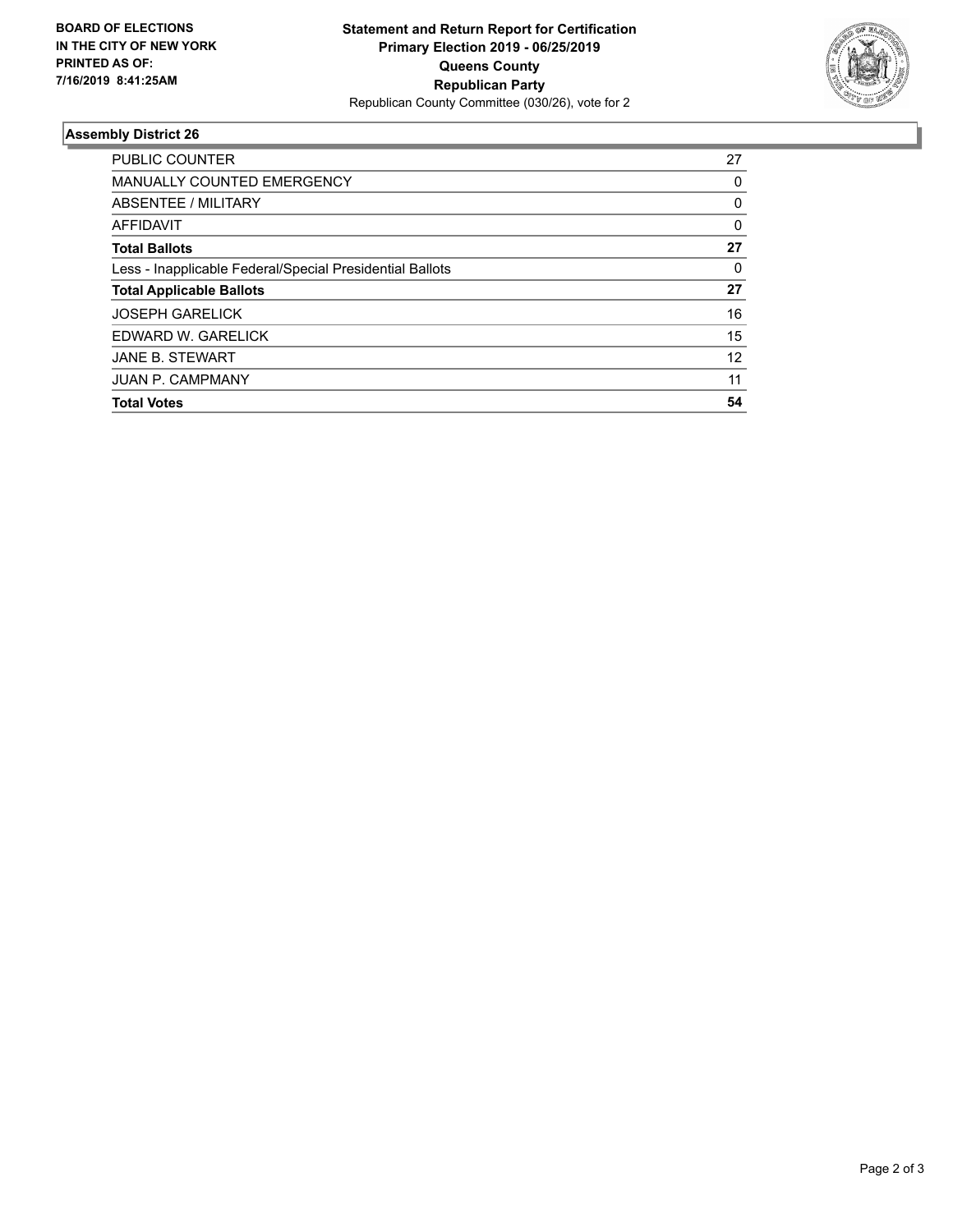**BOARD OF ELECTIONS**
**IN THE CITY OF NEW YORK**
**PRINTED AS OF:**
**7/16/2019 8:41:25AM**

**Statement and Return Report for Certification**
**Primary Election 2019 - 06/25/2019**
**Queens County**
**Republican Party**
Republican County Committee (030/26), vote for 2

## Assembly District 26

| | |
|---|---|
| PUBLIC COUNTER | 27 |
| MANUALLY COUNTED EMERGENCY | 0 |
| ABSENTEE / MILITARY | 0 |
| AFFIDAVIT | 0 |
| **Total Ballots** | **27** |
| Less - Inapplicable Federal/Special Presidential Ballots | 0 |
| **Total Applicable Ballots** | **27** |
| JOSEPH GARELICK | 16 |
| EDWARD W. GARELICK | 15 |
| JANE B. STEWART | 12 |
| JUAN P. CAMPMANY | 11 |
| **Total Votes** | **54** |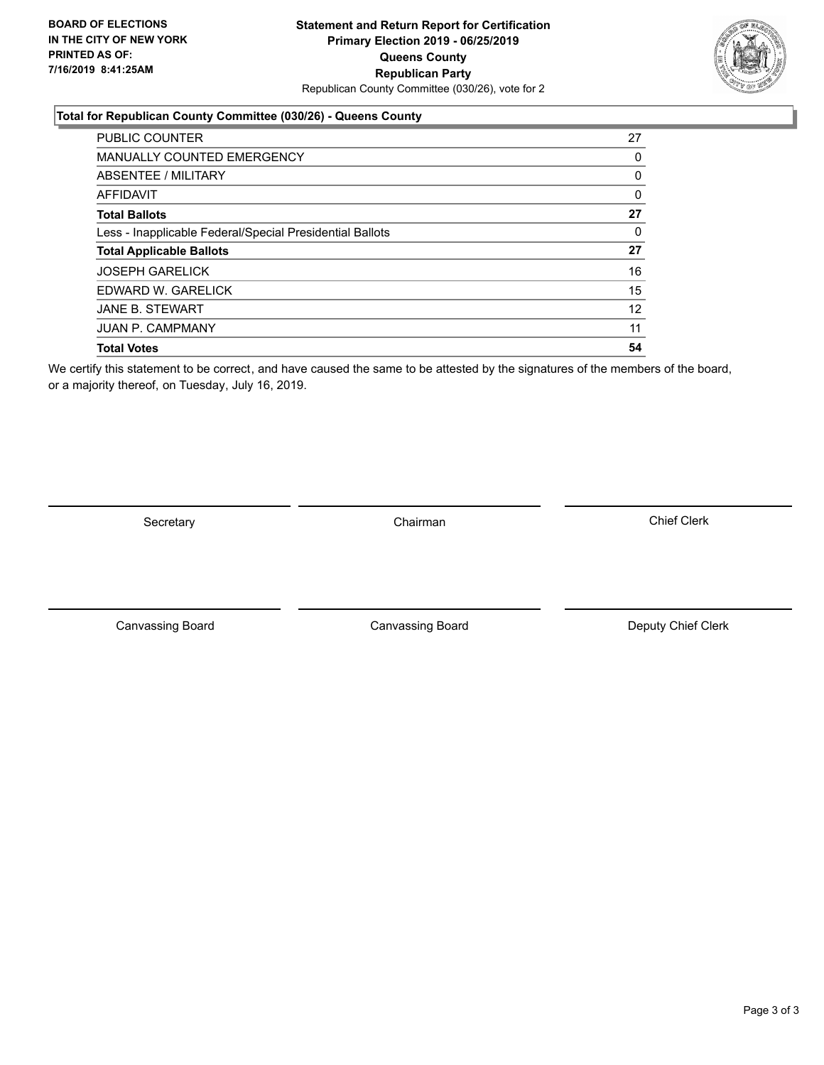**BOARD OF ELECTIONS**
**IN THE CITY OF NEW YORK**
**PRINTED AS OF:**
**7/16/2019 8:41:25AM**

**Statement and Return Report for Certification**
**Primary Election 2019 - 06/25/2019**
**Queens County**
**Republican Party**
Republican County Committee (030/26), vote for 2

### Total for Republican County Committee (030/26) - Queens County

| | |
|---|---|
| PUBLIC COUNTER | 27 |
| MANUALLY COUNTED EMERGENCY | 0 |
| ABSENTEE / MILITARY | 0 |
| AFFIDAVIT | 0 |
| **Total Ballots** | **27** |
| Less - Inapplicable Federal/Special Presidential Ballots | 0 |
| **Total Applicable Ballots** | **27** |
| JOSEPH GARELICK | 16 |
| EDWARD W. GARELICK | 15 |
| JANE B. STEWART | 12 |
| JUAN P. CAMPMANY | 11 |
| **Total Votes** | **54** |

We certify this statement to be correct, and have caused the same to be attested by the signatures of the members of the board, or a majority thereof, on Tuesday, July 16, 2019.

Secretary

Chairman

Chief Clerk

Canvassing Board

Canvassing Board

Deputy Chief Clerk